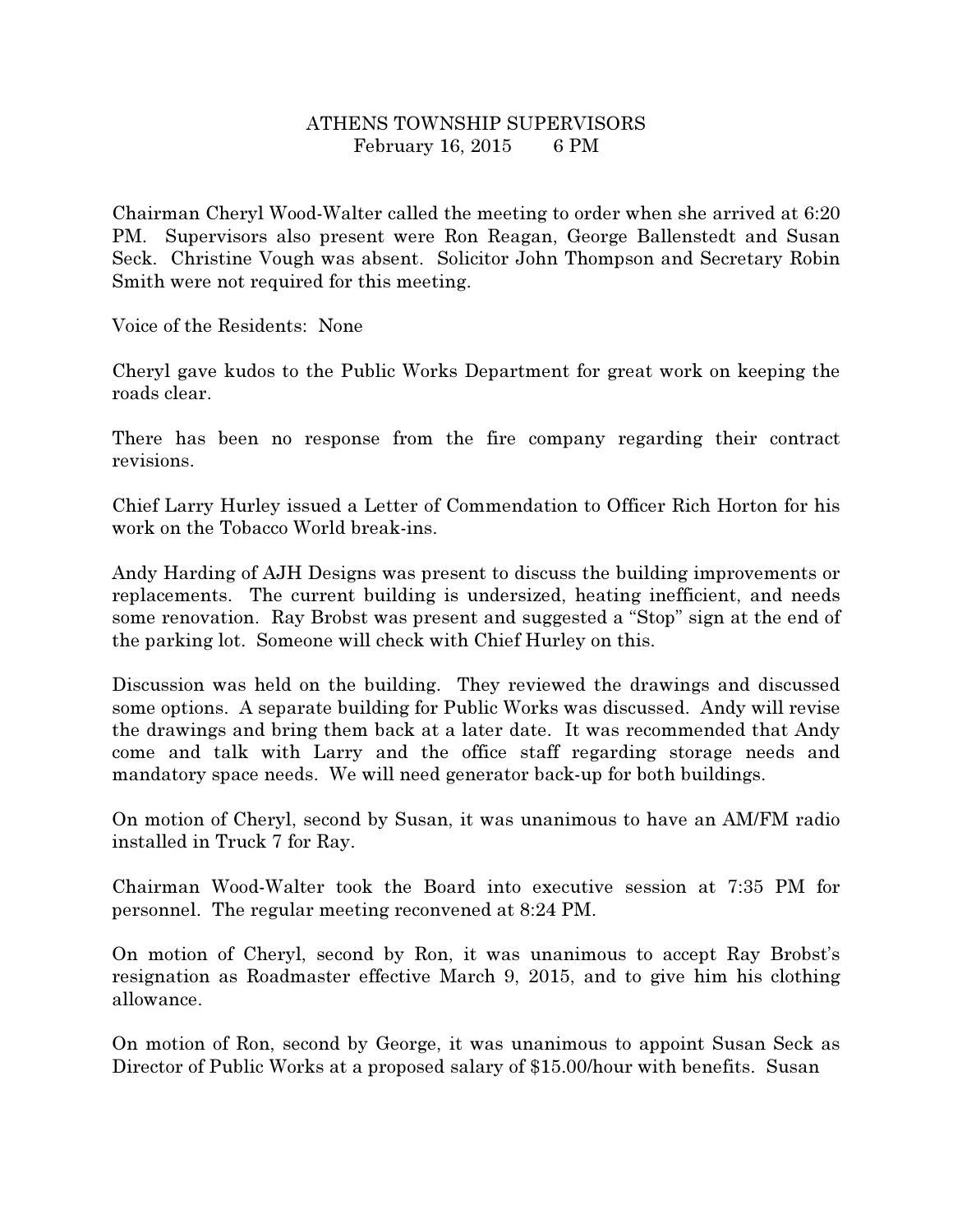# ATHENS TOWNSHIP SUPERVISORS
February 16, 2015 6 PM

Chairman Cheryl Wood-Walter called the meeting to order when she arrived at 6:20 PM. Supervisors also present were Ron Reagan, George Ballenstedt and Susan Seck. Christine Vough was absent. Solicitor John Thompson and Secretary Robin Smith were not required for this meeting.

Voice of the Residents: None

Cheryl gave kudos to the Public Works Department for great work on keeping the roads clear.

There has been no response from the fire company regarding their contract revisions.

Chief Larry Hurley issued a Letter of Commendation to Officer Rich Horton for his work on the Tobacco World break-ins.

Andy Harding of AJH Designs was present to discuss the building improvements or replacements. The current building is undersized, heating inefficient, and needs some renovation. Ray Brobst was present and suggested a "Stop" sign at the end of the parking lot. Someone will check with Chief Hurley on this.

Discussion was held on the building. They reviewed the drawings and discussed some options. A separate building for Public Works was discussed. Andy will revise the drawings and bring them back at a later date. It was recommended that Andy come and talk with Larry and the office staff regarding storage needs and mandatory space needs. We will need generator back-up for both buildings.

On motion of Cheryl, second by Susan, it was unanimous to have an AM/FM radio installed in Truck 7 for Ray.

Chairman Wood-Walter took the Board into executive session at 7:35 PM for personnel. The regular meeting reconvened at 8:24 PM.

On motion of Cheryl, second by Ron, it was unanimous to accept Ray Brobst's resignation as Roadmaster effective March 9, 2015, and to give him his clothing allowance.

On motion of Ron, second by George, it was unanimous to appoint Susan Seck as Director of Public Works at a proposed salary of $15.00/hour with benefits. Susan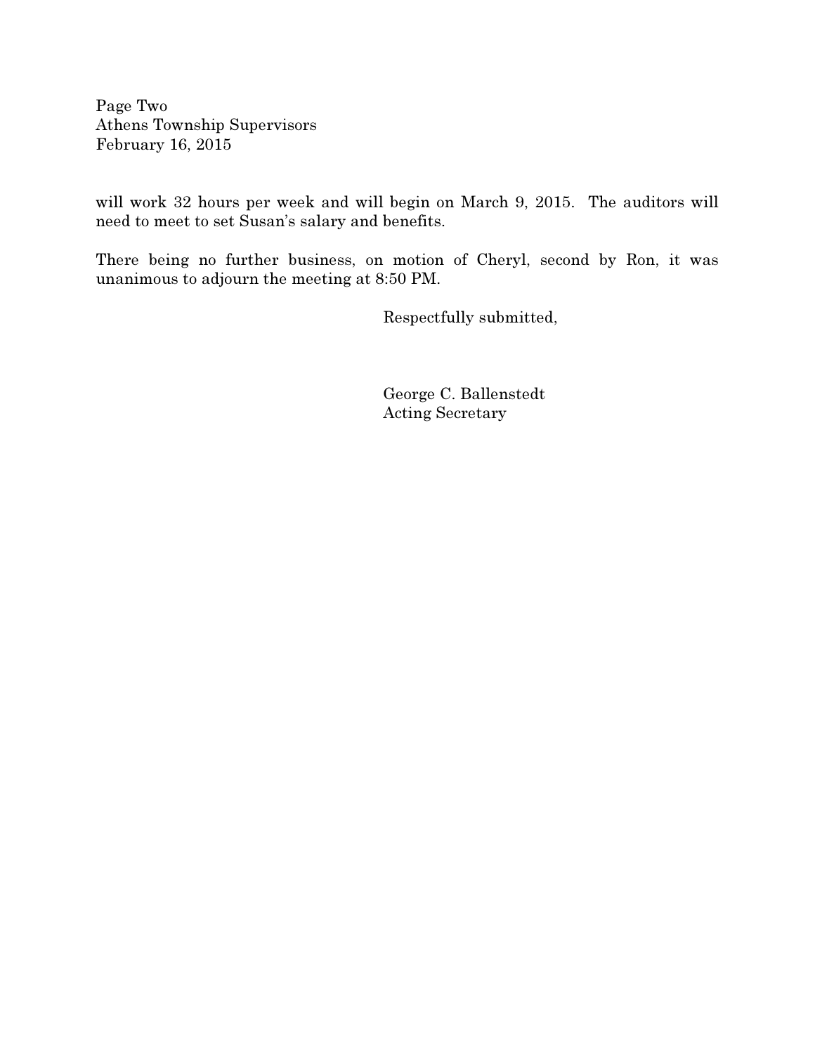will work 32 hours per week and will begin on March 9, 2015. The auditors will need to meet to set Susan's salary and benefits.

There being no further business, on motion of Cheryl, second by Ron, it was unanimous to adjourn the meeting at 8:50 PM.

Respectfully submitted,

George C. Ballenstedt
Acting Secretary